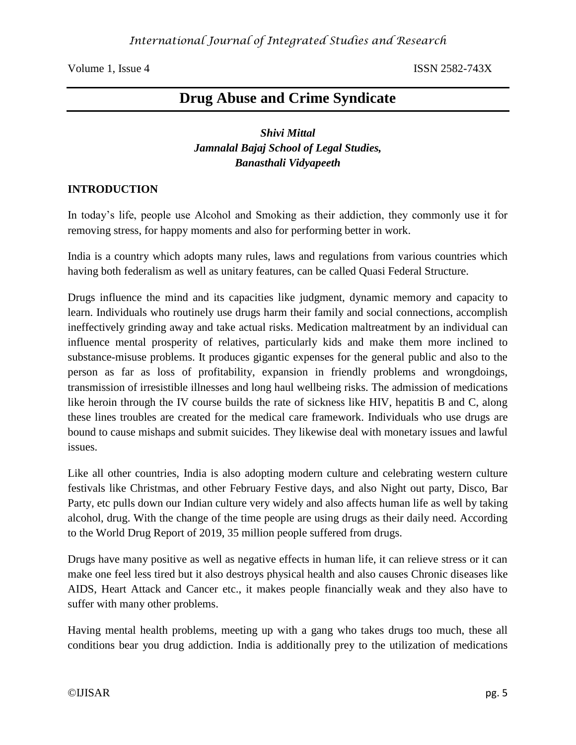# Drug Abuse and Crime Syndicate

***Shivi Mittal***
***Jamnalal Bajaj School of Legal Studies,***
***Banasthali Vidyapeeth***

## INTRODUCTION

In today's life, people use Alcohol and Smoking as their addiction, they commonly use it for removing stress, for happy moments and also for performing better in work.

India is a country which adopts many rules, laws and regulations from various countries which having both federalism as well as unitary features, can be called Quasi Federal Structure.

Drugs influence the mind and its capacities like judgment, dynamic memory and capacity to learn. Individuals who routinely use drugs harm their family and social connections, accomplish ineffectively grinding away and take actual risks. Medication maltreatment by an individual can influence mental prosperity of relatives, particularly kids and make them more inclined to substance-misuse problems. It produces gigantic expenses for the general public and also to the person as far as loss of profitability, expansion in friendly problems and wrongdoings, transmission of irresistible illnesses and long haul wellbeing risks. The admission of medications like heroin through the IV course builds the rate of sickness like HIV, hepatitis B and C, along these lines troubles are created for the medical care framework. Individuals who use drugs are bound to cause mishaps and submit suicides. They likewise deal with monetary issues and lawful issues.

Like all other countries, India is also adopting modern culture and celebrating western culture festivals like Christmas, and other February Festive days, and also Night out party, Disco, Bar Party, etc pulls down our Indian culture very widely and also affects human life as well by taking alcohol, drug. With the change of the time people are using drugs as their daily need. According to the World Drug Report of 2019, 35 million people suffered from drugs.

Drugs have many positive as well as negative effects in human life, it can relieve stress or it can make one feel less tired but it also destroys physical health and also causes Chronic diseases like AIDS, Heart Attack and Cancer etc., it makes people financially weak and they also have to suffer with many other problems.

Having mental health problems, meeting up with a gang who takes drugs too much, these all conditions bear you drug addiction. India is additionally prey to the utilization of medications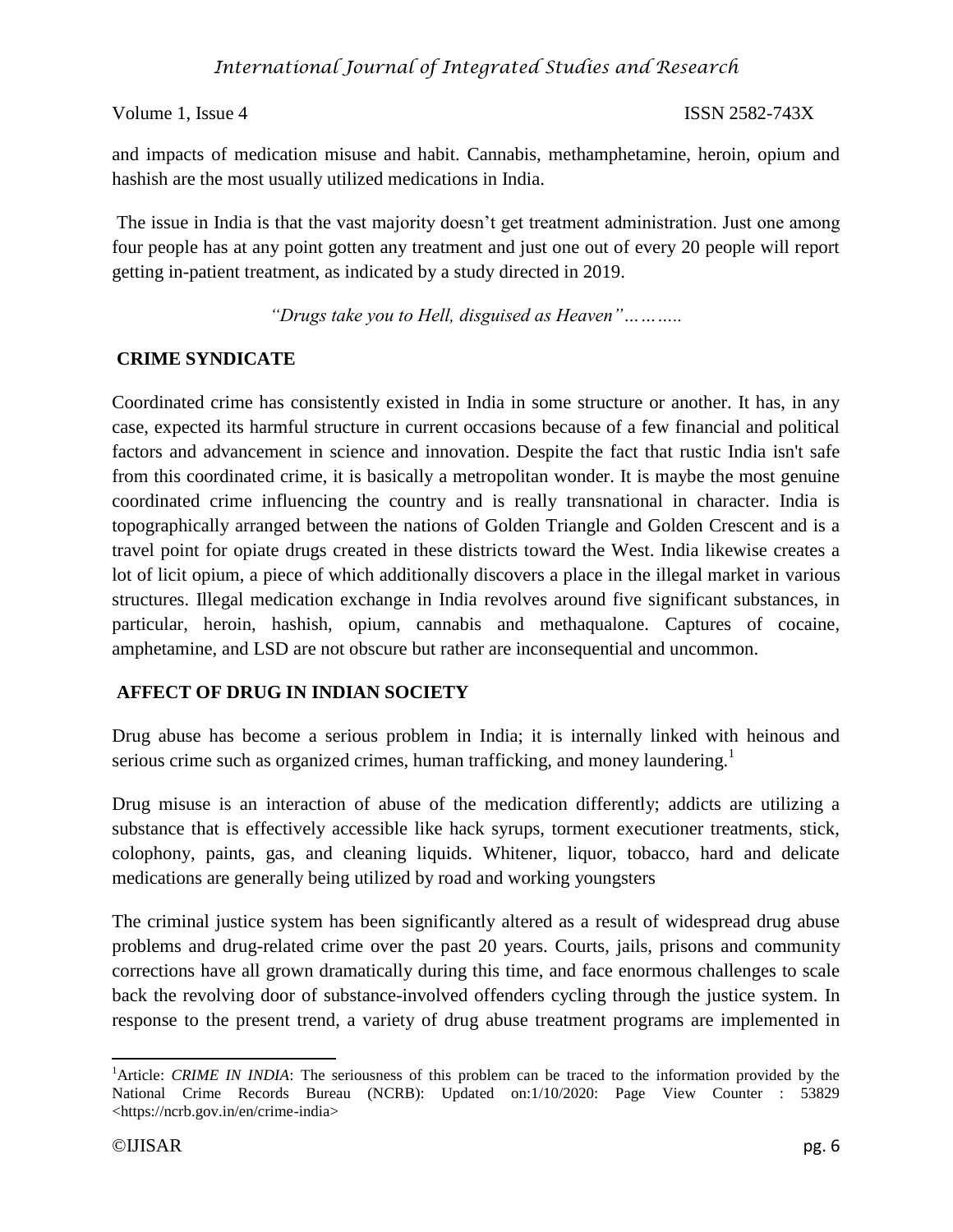and impacts of medication misuse and habit. Cannabis, methamphetamine, heroin, opium and hashish are the most usually utilized medications in India.

The issue in India is that the vast majority doesn't get treatment administration. Just one among four people has at any point gotten any treatment and just one out of every 20 people will report getting in-patient treatment, as indicated by a study directed in 2019.

*"Drugs take you to Hell, disguised as Heaven"………..*

## CRIME SYNDICATE

Coordinated crime has consistently existed in India in some structure or another. It has, in any case, expected its harmful structure in current occasions because of a few financial and political factors and advancement in science and innovation. Despite the fact that rustic India isn't safe from this coordinated crime, it is basically a metropolitan wonder. It is maybe the most genuine coordinated crime influencing the country and is really transnational in character. India is topographically arranged between the nations of Golden Triangle and Golden Crescent and is a travel point for opiate drugs created in these districts toward the West. India likewise creates a lot of licit opium, a piece of which additionally discovers a place in the illegal market in various structures. Illegal medication exchange in India revolves around five significant substances, in particular, heroin, hashish, opium, cannabis and methaqualone. Captures of cocaine, amphetamine, and LSD are not obscure but rather are inconsequential and uncommon.

## AFFECT OF DRUG IN INDIAN SOCIETY

Drug abuse has become a serious problem in India; it is internally linked with heinous and serious crime such as organized crimes, human trafficking, and money laundering.[1]

Drug misuse is an interaction of abuse of the medication differently; addicts are utilizing a substance that is effectively accessible like hack syrups, torment executioner treatments, stick, colophony, paints, gas, and cleaning liquids. Whitener, liquor, tobacco, hard and delicate medications are generally being utilized by road and working youngsters

The criminal justice system has been significantly altered as a result of widespread drug abuse problems and drug-related crime over the past 20 years. Courts, jails, prisons and community corrections have all grown dramatically during this time, and face enormous challenges to scale back the revolving door of substance-involved offenders cycling through the justice system. In response to the present trend, a variety of drug abuse treatment programs are implemented in

---

[1]Article: *CRIME IN INDIA*: The seriousness of this problem can be traced to the information provided by the National Crime Records Bureau (NCRB): Updated on:1/10/2020: Page View Counter : 53829 <https://ncrb.gov.in/en/crime-india>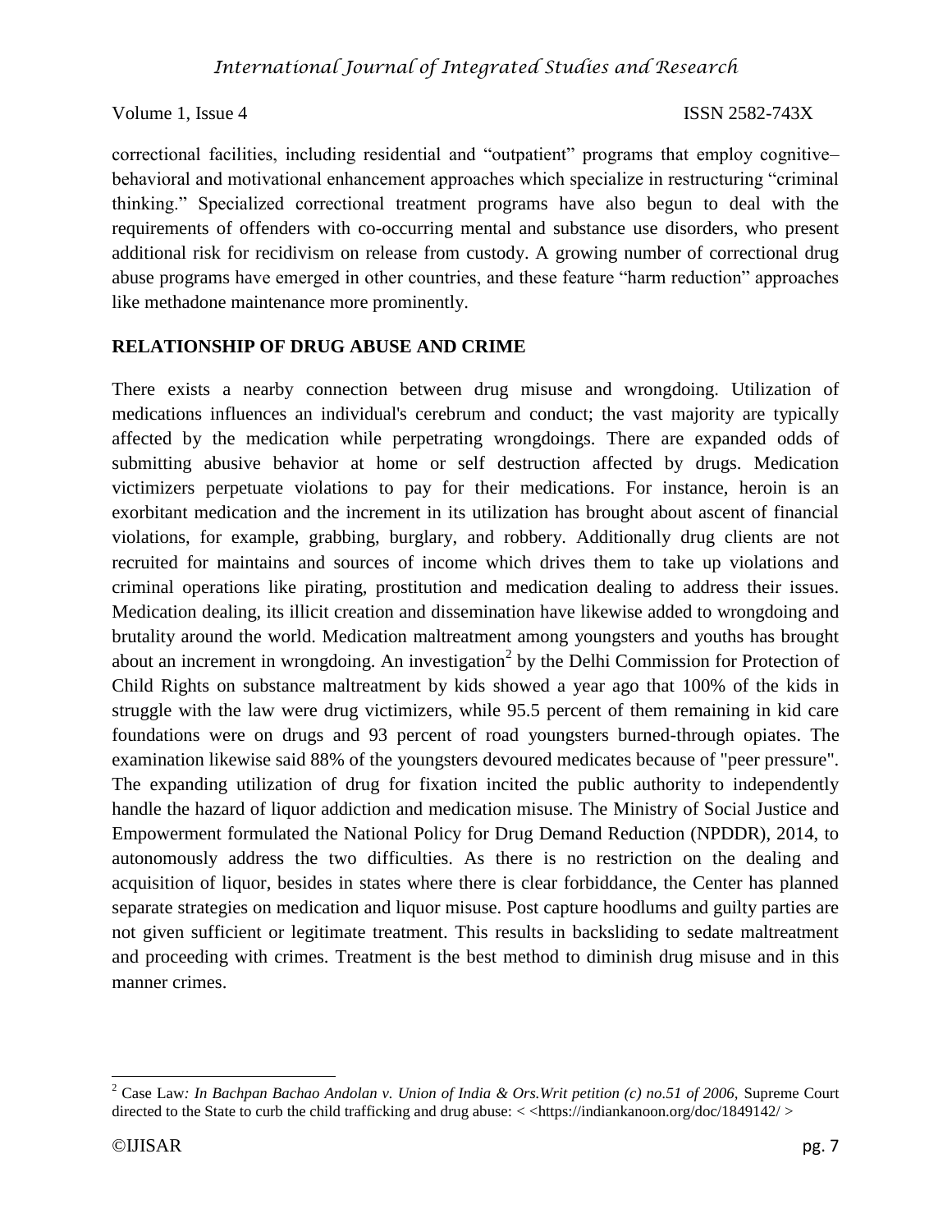correctional facilities, including residential and "outpatient" programs that employ cognitive–behavioral and motivational enhancement approaches which specialize in restructuring "criminal thinking." Specialized correctional treatment programs have also begun to deal with the requirements of offenders with co-occurring mental and substance use disorders, who present additional risk for recidivism on release from custody. A growing number of correctional drug abuse programs have emerged in other countries, and these feature "harm reduction" approaches like methadone maintenance more prominently.

**RELATIONSHIP OF DRUG ABUSE AND CRIME**

There exists a nearby connection between drug misuse and wrongdoing. Utilization of medications influences an individual's cerebrum and conduct; the vast majority are typically affected by the medication while perpetrating wrongdoings. There are expanded odds of submitting abusive behavior at home or self destruction affected by drugs. Medication victimizers perpetuate violations to pay for their medications. For instance, heroin is an exorbitant medication and the increment in its utilization has brought about ascent of financial violations, for example, grabbing, burglary, and robbery. Additionally drug clients are not recruited for maintains and sources of income which drives them to take up violations and criminal operations like pirating, prostitution and medication dealing to address their issues. Medication dealing, its illicit creation and dissemination have likewise added to wrongdoing and brutality around the world. Medication maltreatment among youngsters and youths has brought about an increment in wrongdoing. An investigation[2] by the Delhi Commission for Protection of Child Rights on substance maltreatment by kids showed a year ago that 100% of the kids in struggle with the law were drug victimizers, while 95.5 percent of them remaining in kid care foundations were on drugs and 93 percent of road youngsters burned-through opiates. The examination likewise said 88% of the youngsters devoured medicates because of "peer pressure". The expanding utilization of drug for fixation incited the public authority to independently handle the hazard of liquor addiction and medication misuse. The Ministry of Social Justice and Empowerment formulated the National Policy for Drug Demand Reduction (NPDDR), 2014, to autonomously address the two difficulties. As there is no restriction on the dealing and acquisition of liquor, besides in states where there is clear forbiddance, the Center has planned separate strategies on medication and liquor misuse. Post capture hoodlums and guilty parties are not given sufficient or legitimate treatment. This results in backsliding to sedate maltreatment and proceeding with crimes. Treatment is the best method to diminish drug misuse and in this manner crimes.

---

[2] Case Law*: In Bachpan Bachao Andolan v. Union of India & Ors.Writ petition (c) no.51 of 2006,* Supreme Court directed to the State to curb the child trafficking and drug abuse: < <https://indiankanoon.org/doc/1849142/ >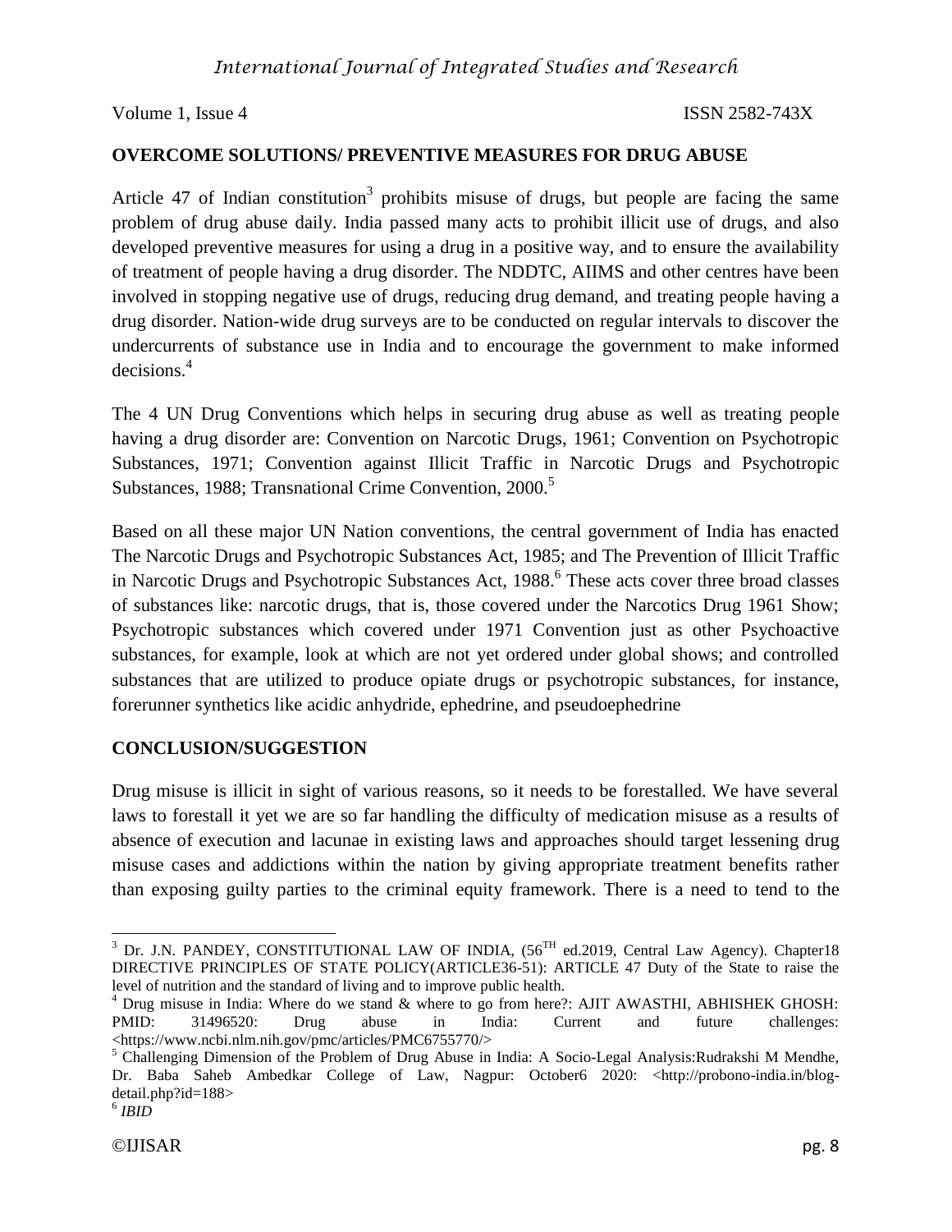**OVERCOME SOLUTIONS/ PREVENTIVE MEASURES FOR DRUG ABUSE**

Article 47 of Indian constitution[3] prohibits misuse of drugs, but people are facing the same problem of drug abuse daily. India passed many acts to prohibit illicit use of drugs, and also developed preventive measures for using a drug in a positive way, and to ensure the availability of treatment of people having a drug disorder. The NDDTC, AIIMS and other centres have been involved in stopping negative use of drugs, reducing drug demand, and treating people having a drug disorder. Nation-wide drug surveys are to be conducted on regular intervals to discover the undercurrents of substance use in India and to encourage the government to make informed decisions.[4]

The 4 UN Drug Conventions which helps in securing drug abuse as well as treating people having a drug disorder are: Convention on Narcotic Drugs, 1961; Convention on Psychotropic Substances, 1971; Convention against Illicit Traffic in Narcotic Drugs and Psychotropic Substances, 1988; Transnational Crime Convention, 2000.[5]

Based on all these major UN Nation conventions, the central government of India has enacted The Narcotic Drugs and Psychotropic Substances Act, 1985; and The Prevention of Illicit Traffic in Narcotic Drugs and Psychotropic Substances Act, 1988.[6] These acts cover three broad classes of substances like: narcotic drugs, that is, those covered under the Narcotics Drug 1961 Show; Psychotropic substances which covered under 1971 Convention just as other Psychoactive substances, for example, look at which are not yet ordered under global shows; and controlled substances that are utilized to produce opiate drugs or psychotropic substances, for instance, forerunner synthetics like acidic anhydride, ephedrine, and pseudoephedrine

**CONCLUSION/SUGGESTION**

Drug misuse is illicit in sight of various reasons, so it needs to be forestalled. We have several laws to forestall it yet we are so far handling the difficulty of medication misuse as a results of absence of execution and lacunae in existing laws and approaches should target lessening drug misuse cases and addictions within the nation by giving appropriate treatment benefits rather than exposing guilty parties to the criminal equity framework. There is a need to tend to the

---

[3] Dr. J.N. PANDEY, CONSTITUTIONAL LAW OF INDIA, (56TH ed.2019, Central Law Agency). Chapter18 DIRECTIVE PRINCIPLES OF STATE POLICY(ARTICLE36-51): ARTICLE 47 Duty of the State to raise the level of nutrition and the standard of living and to improve public health.

[4] Drug misuse in India: Where do we stand & where to go from here?: AJIT AWASTHI, ABHISHEK GHOSH: PMID: 31496520: Drug abuse in India: Current and future challenges: <https://www.ncbi.nlm.nih.gov/pmc/articles/PMC6755770/>

[5] Challenging Dimension of the Problem of Drug Abuse in India: A Socio-Legal Analysis:Rudrakshi M Mendhe, Dr. Baba Saheb Ambedkar College of Law, Nagpur: October6 2020: <http://probono-india.in/blog-detail.php?id=188>

[6] *IBID*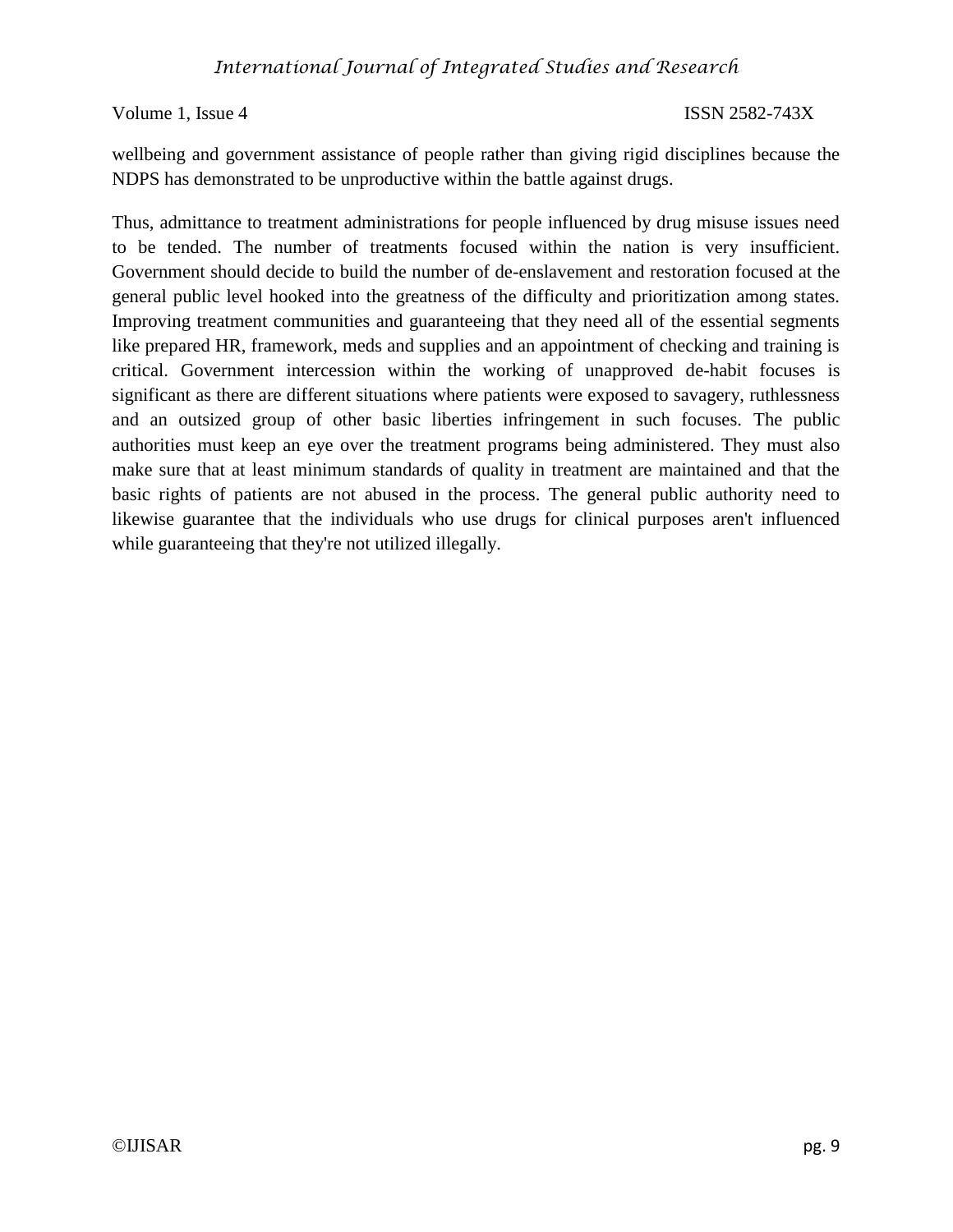wellbeing and government assistance of people rather than giving rigid disciplines because the NDPS has demonstrated to be unproductive within the battle against drugs.

Thus, admittance to treatment administrations for people influenced by drug misuse issues need to be tended. The number of treatments focused within the nation is very insufficient. Government should decide to build the number of de-enslavement and restoration focused at the general public level hooked into the greatness of the difficulty and prioritization among states. Improving treatment communities and guaranteeing that they need all of the essential segments like prepared HR, framework, meds and supplies and an appointment of checking and training is critical. Government intercession within the working of unapproved de-habit focuses is significant as there are different situations where patients were exposed to savagery, ruthlessness and an outsized group of other basic liberties infringement in such focuses. The public authorities must keep an eye over the treatment programs being administered. They must also make sure that at least minimum standards of quality in treatment are maintained and that the basic rights of patients are not abused in the process. The general public authority need to likewise guarantee that the individuals who use drugs for clinical purposes aren't influenced while guaranteeing that they're not utilized illegally.